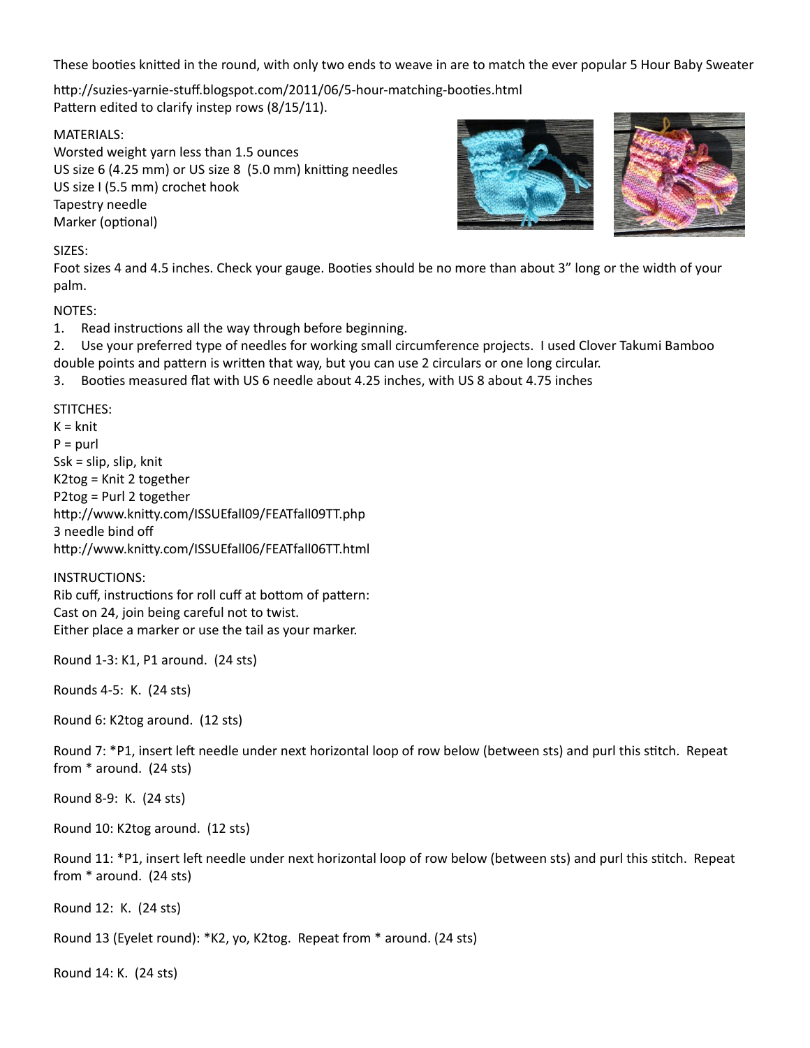These booties knitted in the round, with only two ends to weave in are to match the ever popular 5 Hour Baby Sweater

http://suzies-yarnie-stuff.blogspot.com/2011/06/5-hour-matching-booties.html
Pattern edited to clarify instep rows (8/15/11).

MATERIALS:
Worsted weight yarn less than 1.5 ounces
US size 6 (4.25 mm) or US size 8 (5.0 mm) knitting needles
US size I (5.5 mm) crochet hook
Tapestry needle
Marker (optional)

SIZES:
Foot sizes 4 and 4.5 inches. Check your gauge. Booties should be no more than about 3" long or the width of your palm.

NOTES:

1. Read instructions all the way through before beginning.
2. Use your preferred type of needles for working small circumference projects. I used Clover Takumi Bamboo double points and pattern is written that way, but you can use 2 circulars or one long circular.
3. Booties measured flat with US 6 needle about 4.25 inches, with US 8 about 4.75 inches

STITCHES:
K = knit
P = purl
Ssk = slip, slip, knit
K2tog = Knit 2 together
P2tog = Purl 2 together
http://www.knitty.com/ISSUEfall09/FEATfall09TT.php
3 needle bind off
http://www.knitty.com/ISSUEfall06/FEATfall06TT.html

INSTRUCTIONS:
Rib cuff, instructions for roll cuff at bottom of pattern:
Cast on 24, join being careful not to twist.
Either place a marker or use the tail as your marker.

Round 1-3: K1, P1 around. (24 sts)

Rounds 4-5: K. (24 sts)

Round 6: K2tog around. (12 sts)

Round 7: *P1, insert left needle under next horizontal loop of row below (between sts) and purl this stitch. Repeat from * around. (24 sts)

Round 8-9: K. (24 sts)

Round 10: K2tog around. (12 sts)

Round 11: *P1, insert left needle under next horizontal loop of row below (between sts) and purl this stitch. Repeat from * around. (24 sts)

Round 12: K. (24 sts)

Round 13 (Eyelet round): *K2, yo, K2tog. Repeat from * around. (24 sts)

Round 14: K. (24 sts)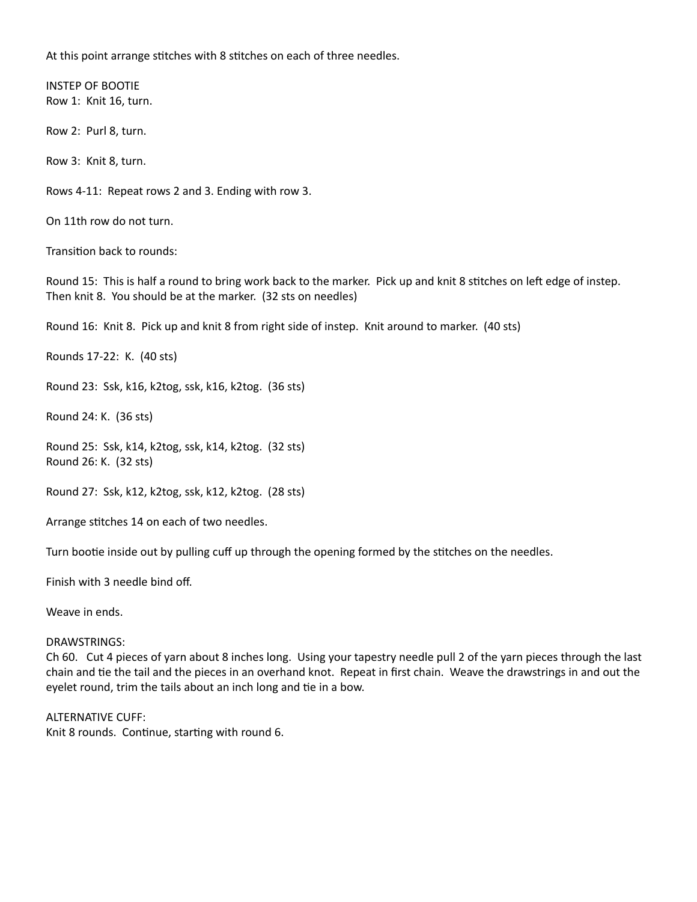At this point arrange stitches with 8 stitches on each of three needles.

INSTEP OF BOOTIE
Row 1: Knit 16, turn.

Row 2: Purl 8, turn.

Row 3: Knit 8, turn.

Rows 4-11: Repeat rows 2 and 3. Ending with row 3.

On 11th row do not turn.

Transition back to rounds:

Round 15: This is half a round to bring work back to the marker. Pick up and knit 8 stitches on left edge of instep. Then knit 8. You should be at the marker. (32 sts on needles)

Round 16: Knit 8. Pick up and knit 8 from right side of instep. Knit around to marker. (40 sts)

Rounds 17-22: K. (40 sts)

Round 23: Ssk, k16, k2tog, ssk, k16, k2tog. (36 sts)

Round 24: K. (36 sts)

Round 25: Ssk, k14, k2tog, ssk, k14, k2tog. (32 sts)
Round 26: K. (32 sts)

Round 27: Ssk, k12, k2tog, ssk, k12, k2tog. (28 sts)

Arrange stitches 14 on each of two needles.

Turn bootie inside out by pulling cuff up through the opening formed by the stitches on the needles.

Finish with 3 needle bind off.

Weave in ends.

DRAWSTRINGS:
Ch 60. Cut 4 pieces of yarn about 8 inches long. Using your tapestry needle pull 2 of the yarn pieces through the last chain and tie the tail and the pieces in an overhand knot. Repeat in first chain. Weave the drawstrings in and out the eyelet round, trim the tails about an inch long and tie in a bow.

ALTERNATIVE CUFF:
Knit 8 rounds. Continue, starting with round 6.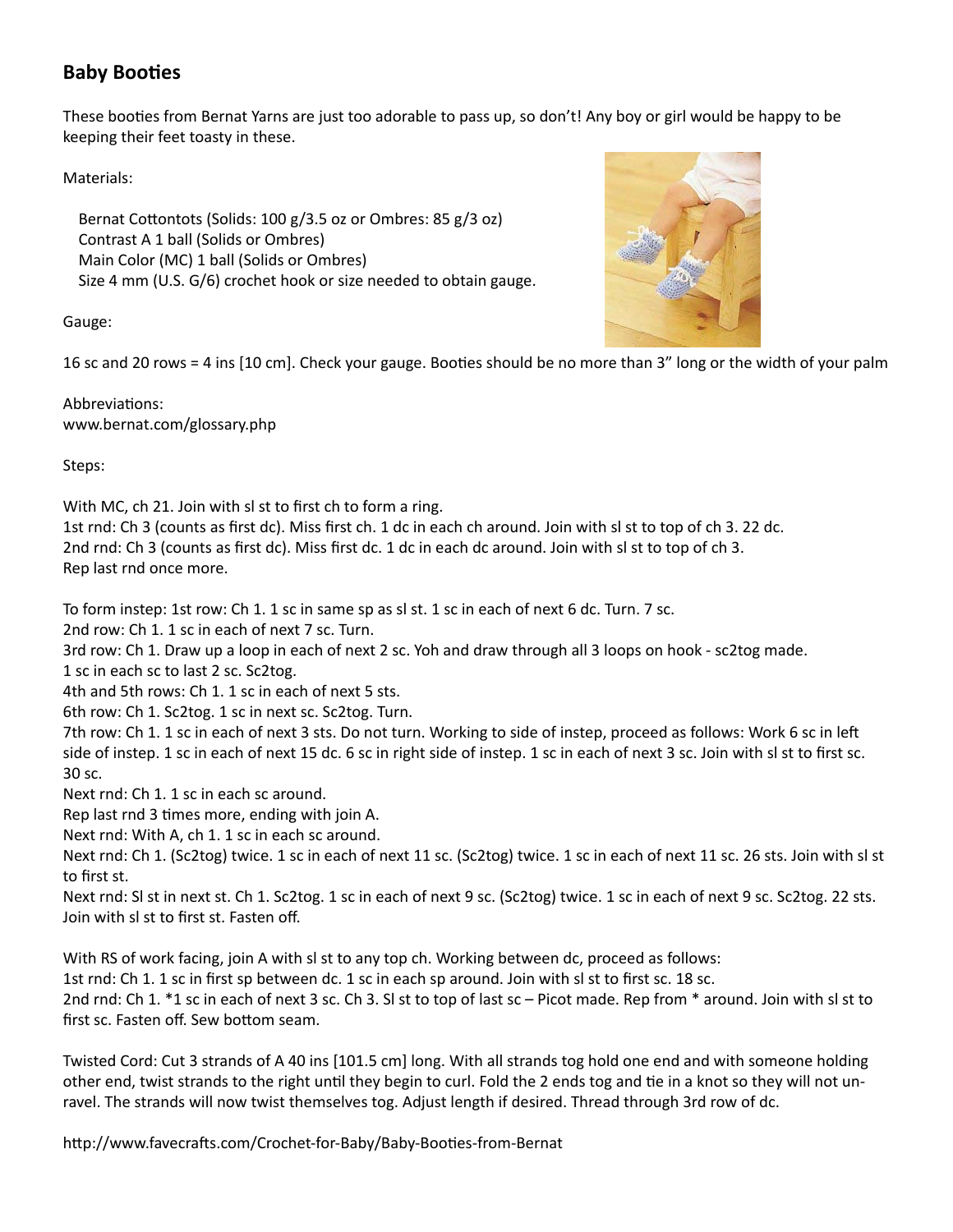## Baby Booties

These booties from Bernat Yarns are just too adorable to pass up, so don't! Any boy or girl would be happy to be keeping their feet toasty in these.

Materials:

Bernat Cottontots (Solids: 100 g/3.5 oz or Ombres: 85 g/3 oz)
Contrast A 1 ball (Solids or Ombres)
Main Color (MC) 1 ball (Solids or Ombres)
Size 4 mm (U.S. G/6) crochet hook or size needed to obtain gauge.

Gauge:

16 sc and 20 rows = 4 ins [10 cm]. Check your gauge. Booties should be no more than 3" long or the width of your palm

Abbreviations:
www.bernat.com/glossary.php

Steps:

With MC, ch 21. Join with sl st to first ch to form a ring.
1st rnd: Ch 3 (counts as first dc). Miss first ch. 1 dc in each ch around. Join with sl st to top of ch 3. 22 dc.
2nd rnd: Ch 3 (counts as first dc). Miss first dc. 1 dc in each dc around. Join with sl st to top of ch 3.
Rep last rnd once more.

To form instep: 1st row: Ch 1. 1 sc in same sp as sl st. 1 sc in each of next 6 dc. Turn. 7 sc.
2nd row: Ch 1. 1 sc in each of next 7 sc. Turn.
3rd row: Ch 1. Draw up a loop in each of next 2 sc. Yoh and draw through all 3 loops on hook - sc2tog made.
1 sc in each sc to last 2 sc. Sc2tog.
4th and 5th rows: Ch 1. 1 sc in each of next 5 sts.
6th row: Ch 1. Sc2tog. 1 sc in next sc. Sc2tog. Turn.
7th row: Ch 1. 1 sc in each of next 3 sts. Do not turn. Working to side of instep, proceed as follows: Work 6 sc in left side of instep. 1 sc in each of next 15 dc. 6 sc in right side of instep. 1 sc in each of next 3 sc. Join with sl st to first sc. 30 sc.
Next rnd: Ch 1. 1 sc in each sc around.
Rep last rnd 3 times more, ending with join A.
Next rnd: With A, ch 1. 1 sc in each sc around.
Next rnd: Ch 1. (Sc2tog) twice. 1 sc in each of next 11 sc. (Sc2tog) twice. 1 sc in each of next 11 sc. 26 sts. Join with sl st to first st.
Next rnd: Sl st in next st. Ch 1. Sc2tog. 1 sc in each of next 9 sc. (Sc2tog) twice. 1 sc in each of next 9 sc. Sc2tog. 22 sts. Join with sl st to first st. Fasten off.

With RS of work facing, join A with sl st to any top ch. Working between dc, proceed as follows:
1st rnd: Ch 1. 1 sc in first sp between dc. 1 sc in each sp around. Join with sl st to first sc. 18 sc.
2nd rnd: Ch 1. *1 sc in each of next 3 sc. Ch 3. Sl st to top of last sc – Picot made. Rep from * around. Join with sl st to first sc. Fasten off. Sew bottom seam.

Twisted Cord: Cut 3 strands of A 40 ins [101.5 cm] long. With all strands tog hold one end and with someone holding other end, twist strands to the right until they begin to curl. Fold the 2 ends tog and tie in a knot so they will not unravel. The strands will now twist themselves tog. Adjust length if desired. Thread through 3rd row of dc.

http://www.favecrafts.com/Crochet-for-Baby/Baby-Booties-from-Bernat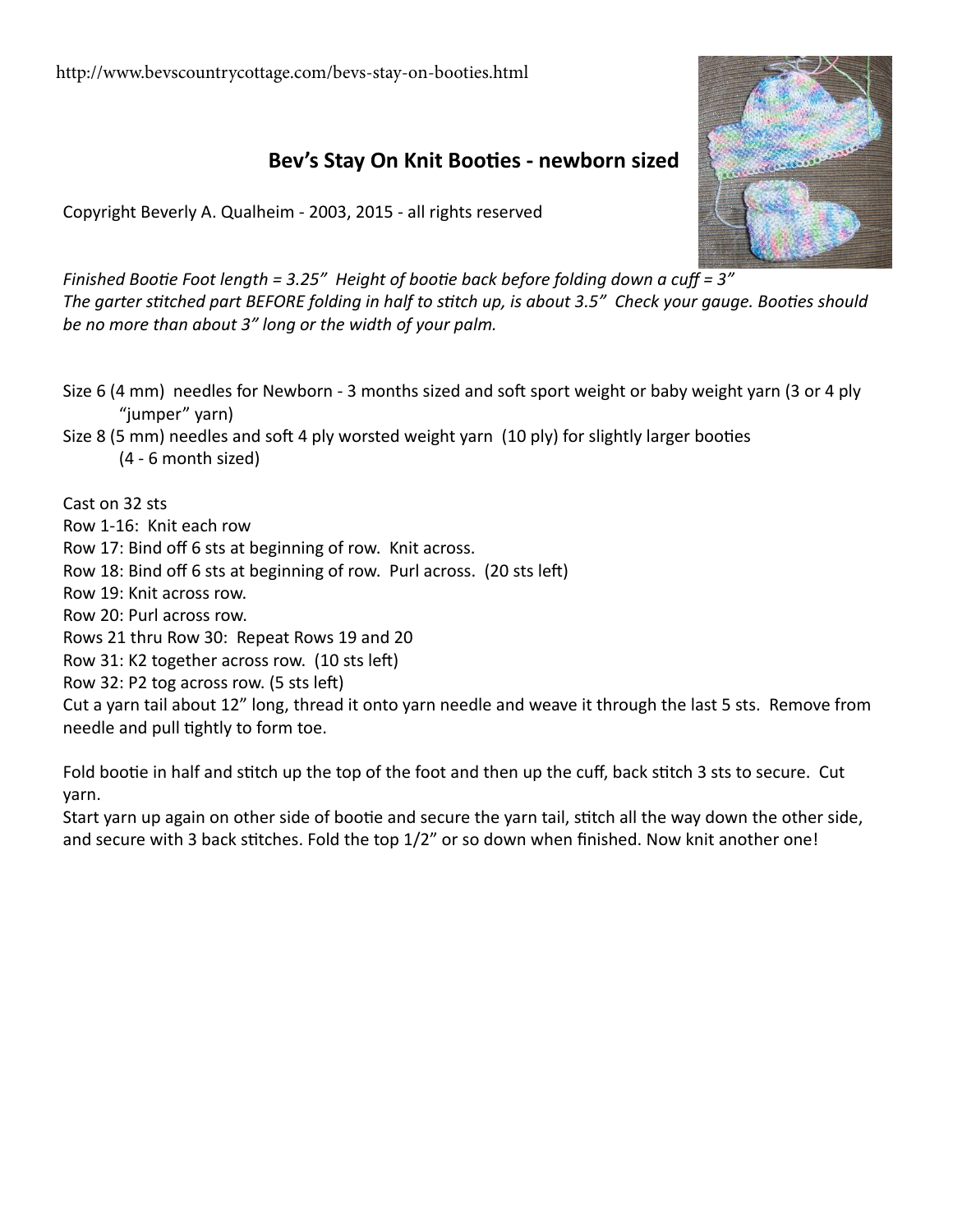http://www.bevscountrycottage.com/bevs-stay-on-booties.html

## Bev's Stay On Knit Booties - newborn sized

Copyright Beverly A. Qualheim - 2003, 2015 - all rights reserved

*Finished Bootie Foot length = 3.25" Height of bootie back before folding down a cuff = 3"*
*The garter stitched part BEFORE folding in half to stitch up, is about 3.5" Check your gauge. Booties should be no more than about 3" long or the width of your palm.*

Size 6 (4 mm) needles for Newborn - 3 months sized and soft sport weight or baby weight yarn (3 or 4 ply "jumper" yarn)
Size 8 (5 mm) needles and soft 4 ply worsted weight yarn (10 ply) for slightly larger booties (4 - 6 month sized)

Cast on 32 sts
Row 1-16: Knit each row
Row 17: Bind off 6 sts at beginning of row. Knit across.
Row 18: Bind off 6 sts at beginning of row. Purl across. (20 sts left)
Row 19: Knit across row.
Row 20: Purl across row.
Rows 21 thru Row 30: Repeat Rows 19 and 20
Row 31: K2 together across row. (10 sts left)
Row 32: P2 tog across row. (5 sts left)
Cut a yarn tail about 12" long, thread it onto yarn needle and weave it through the last 5 sts. Remove from needle and pull tightly to form toe.

Fold bootie in half and stitch up the top of the foot and then up the cuff, back stitch 3 sts to secure. Cut yarn.
Start yarn up again on other side of bootie and secure the yarn tail, stitch all the way down the other side, and secure with 3 back stitches. Fold the top 1/2" or so down when finished. Now knit another one!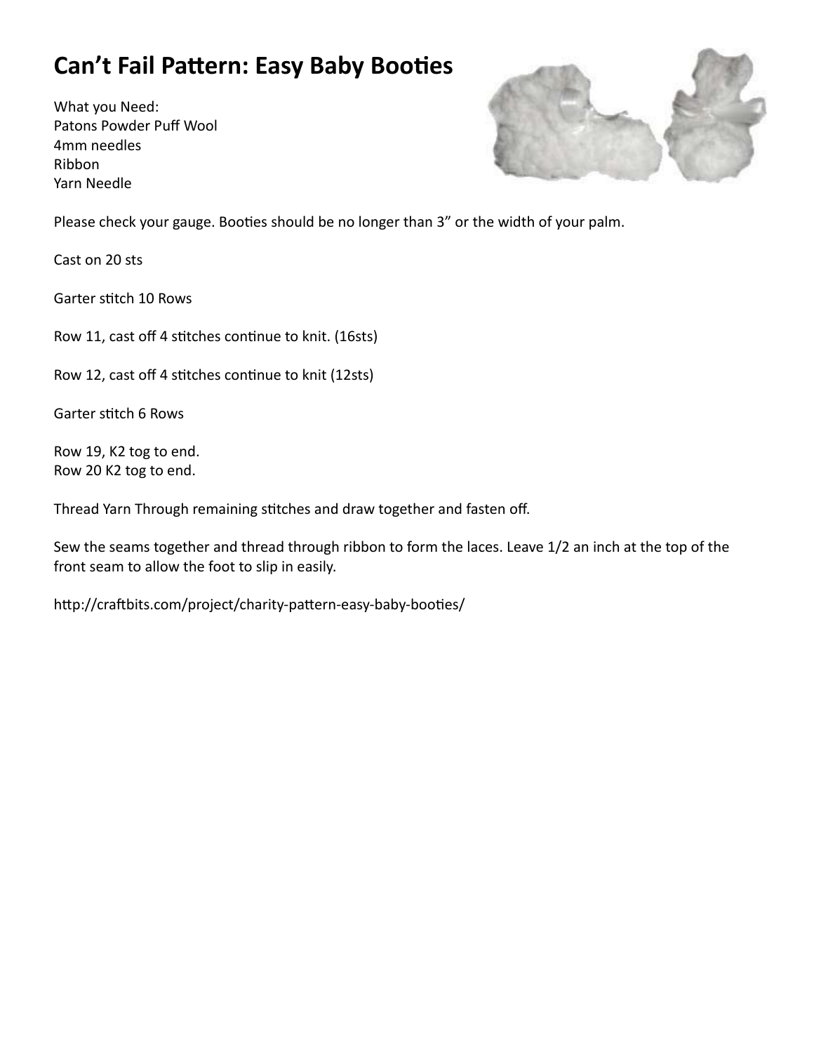# Can’t Fail Pattern: Easy Baby Booties

What you Need:
Patons Powder Puff Wool
4mm needles
Ribbon
Yarn Needle

Please check your gauge. Booties should be no longer than 3” or the width of your palm.

Cast on 20 sts

Garter stitch 10 Rows

Row 11, cast off 4 stitches continue to knit. (16sts)

Row 12, cast off 4 stitches continue to knit (12sts)

Garter stitch 6 Rows

Row 19, K2 tog to end.
Row 20 K2 tog to end.

Thread Yarn Through remaining stitches and draw together and fasten off.

Sew the seams together and thread through ribbon to form the laces. Leave 1/2 an inch at the top of the front seam to allow the foot to slip in easily.

http://craftbits.com/project/charity-pattern-easy-baby-booties/